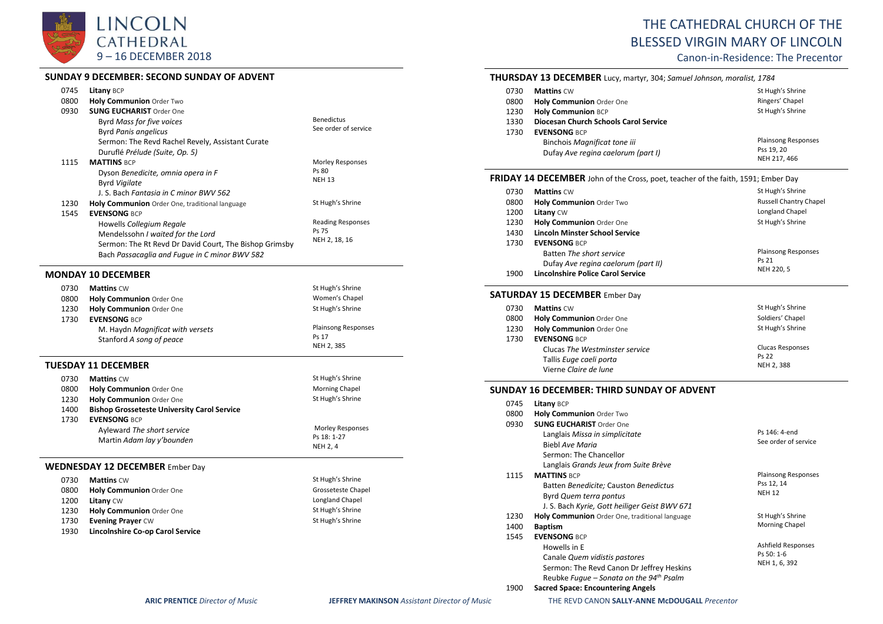# LINCOLN CATHEDRAL

9 – 16 DECEMBER 2018

# THE CATHEDRAL CHURCH OF THE BLESSED VIRGIN MARY OF LINCOLN

Canon-in-Residence: The Precentor

## SUNDAY 9 DECEMBER: SECOND SUNDAY OF ADVENT

| | | |
|---|---|---|
| 0745 | **Litany** BCP | |
| 0800 | **Holy Communion** Order Two | |
| 0930 | **SUNG EUCHARIST** Order One<br>Byrd *Mass for five voices*<br>Byrd *Panis angelicus*<br>Sermon: The Revd Rachel Revely, Assistant Curate<br>Duruflé *Prélude (Suite, Op. 5)* | Benedictus<br>See order of service |
| 1115 | **MATTINS** BCP<br>Dyson *Benedicite, omnia opera in F*<br>Byrd *Vigilate*<br>J. S. Bach *Fantasia in C minor BWV 562* | Morley Responses<br>Ps 80<br>NEH 13 |
| 1230 | **Holy Communion** Order One, traditional language | St Hugh's Shrine |
| 1545 | **EVENSONG** BCP<br>Howells *Collegium Regale*<br>Mendelssohn *I waited for the Lord*<br>Sermon: The Rt Revd Dr David Court, The Bishop Grimsby<br>Bach *Passacaglia and Fugue in C minor BWV 582* | Reading Responses<br>Ps 75<br>NEH 2, 18, 16 |

## MONDAY 10 DECEMBER

| | | |
|---|---|---|
| 0730 | **Mattins** CW | St Hugh's Shrine |
| 0800 | **Holy Communion** Order One | Women's Chapel |
| 1230 | **Holy Communion** Order One | St Hugh's Shrine |
| 1730 | **EVENSONG** BCP<br>M. Haydn *Magnificat with versets*<br>Stanford *A song of peace* | Plainsong Responses<br>Ps 17<br>NEH 2, 385 |

## TUESDAY 11 DECEMBER

| | | |
|---|---|---|
| 0730 | **Mattins** CW | St Hugh's Shrine |
| 0800 | **Holy Communion** Order One | Morning Chapel |
| 1230 | **Holy Communion** Order One | St Hugh's Shrine |
| 1400 | **Bishop Grosseteste University Carol Service** | |
| 1730 | **EVENSONG** BCP<br>Ayleward *The short service*<br>Martin *Adam lay y'bounden* | Morley Responses<br>Ps 18: 1-27<br>NEH 2, 4 |

## WEDNESDAY 12 DECEMBER Ember Day

| | | |
|---|---|---|
| 0730 | **Mattins** CW | St Hugh's Shrine |
| 0800 | **Holy Communion** Order One | Grosseteste Chapel |
| 1200 | **Litany** CW | Longland Chapel |
| 1230 | **Holy Communion** Order One | St Hugh's Shrine |
| 1730 | **Evening Prayer** CW | St Hugh's Shrine |
| 1930 | **Lincolnshire Co-op Carol Service** | |

## THURSDAY 13 DECEMBER Lucy, martyr, 304; *Samuel Johnson, moralist, 1784*

| | | |
|---|---|---|
| 0730 | **Mattins** CW | St Hugh's Shrine |
| 0800 | **Holy Communion** Order One | Ringers' Chapel |
| 1230 | **Holy Communion** BCP | St Hugh's Shrine |
| 1330 | **Diocesan Church Schools Carol Service** | |
| 1730 | **EVENSONG** BCP<br>Binchois *Magnificat tone iii*<br>Dufay *Ave regina caelorum (part I)* | Plainsong Responses<br>Pss 19, 20<br>NEH 217, 466 |

## FRIDAY 14 DECEMBER John of the Cross, poet, teacher of the faith, 1591; Ember Day

| | | |
|---|---|---|
| 0730 | **Mattins** CW | St Hugh's Shrine |
| 0800 | **Holy Communion** Order Two | Russell Chantry Chapel |
| 1200 | **Litany** CW | Longland Chapel |
| 1230 | **Holy Communion** Order One | St Hugh's Shrine |
| 1430 | **Lincoln Minster School Service** | |
| 1730 | **EVENSONG** BCP<br>Batten *The short service*<br>Dufay *Ave regina caelorum (part II)* | Plainsong Responses<br>Ps 21<br>NEH 220, 5 |
| 1900 | **Lincolnshire Police Carol Service** | |

## SATURDAY 15 DECEMBER Ember Day

| | | |
|---|---|---|
| 0730 | **Mattins** CW | St Hugh's Shrine |
| 0800 | **Holy Communion** Order One | Soldiers' Chapel |
| 1230 | **Holy Communion** Order One | St Hugh's Shrine |
| 1730 | **EVENSONG** BCP<br>Clucas *The Westminster service*<br>Tallis *Euge caeli porta*<br>Vierne *Claire de lune* | Clucas Responses<br>Ps 22<br>NEH 2, 388 |

## SUNDAY 16 DECEMBER: THIRD SUNDAY OF ADVENT

| | | |
|---|---|---|
| 0745 | **Litany** BCP | |
| 0800 | **Holy Communion** Order Two | |
| 0930 | **SUNG EUCHARIST** Order One<br>Langlais *Missa in simplicitate*<br>Biebl *Ave Maria*<br>Sermon: The Chancellor<br>Langlais *Grands Jeux from Suite Brève* | Ps 146: 4-end<br>See order of service |
| 1115 | **MATTINS** BCP<br>Batten *Benedicite;* Causton *Benedictus*<br>Byrd *Quem terra pontus*<br>J. S. Bach *Kyrie, Gott heiliger Geist BWV 671* | Plainsong Responses<br>Pss 12, 14<br>NEH 12 |
| 1230 | **Holy Communion** Order One, traditional language | St Hugh's Shrine |
| 1400 | **Baptism** | Morning Chapel |
| 1545 | **EVENSONG** BCP<br>Howells in E<br>Canale *Quem vidistis pastores*<br>Sermon: The Revd Canon Dr Jeffrey Heskins<br>Reubke *Fugue – Sonata on the 94th Psalm* | Ashfield Responses<br>Ps 50: 1-6<br>NEH 1, 6, 392 |
| 1900 | **Sacred Space: Encountering Angels** | |

**ARIC PRENTICE** *Director of Music* **JEFFREY MAKINSON** *Assistant Director of Music* THE REVD CANON **SALLY-ANNE McDOUGALL** *Precentor*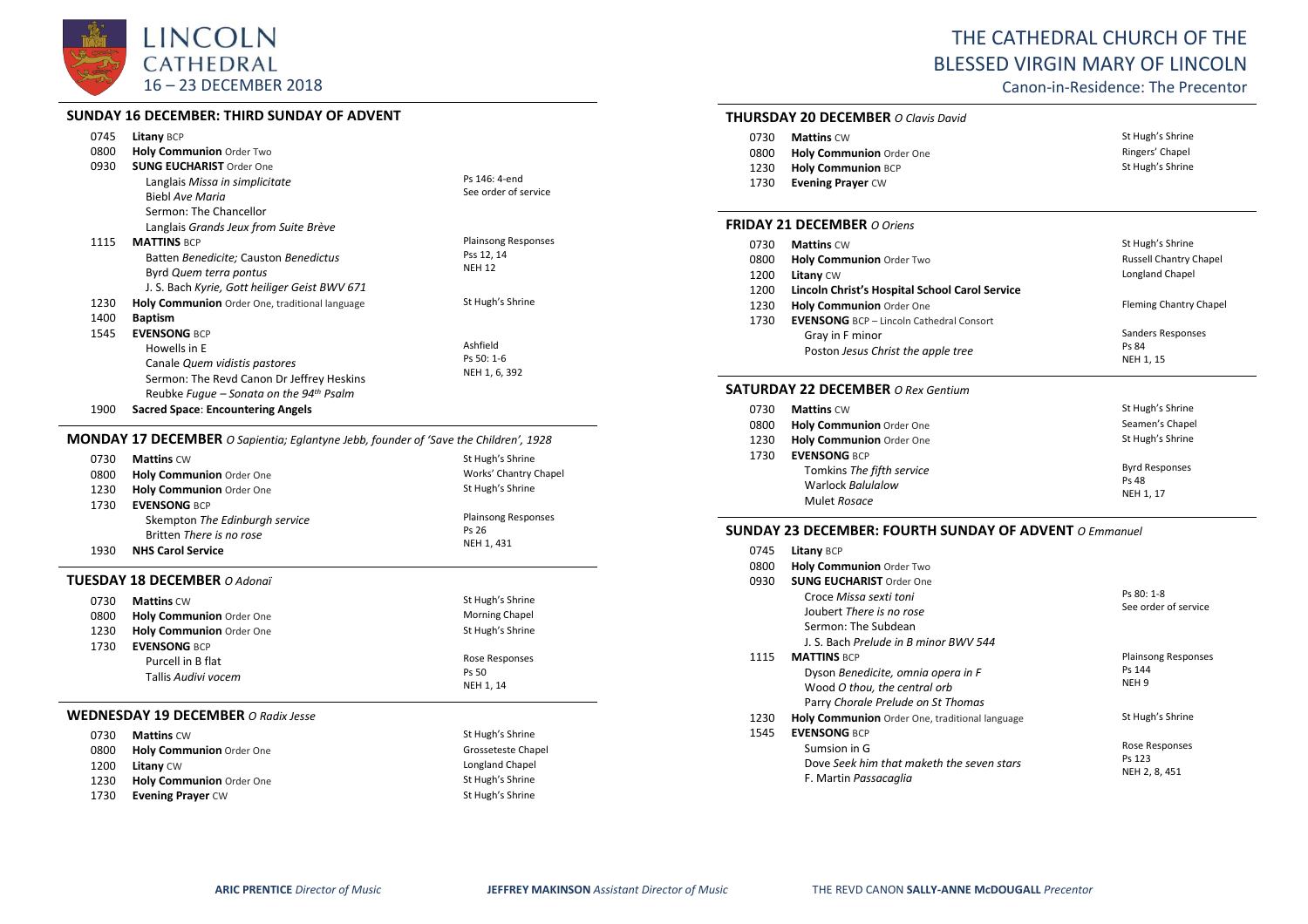# LINCOLN CATHEDRAL
## 16 – 23 DECEMBER 2018

# THE CATHEDRAL CHURCH OF THE BLESSED VIRGIN MARY OF LINCOLN

Canon-in-Residence: The Precentor

## SUNDAY 16 DECEMBER: THIRD SUNDAY OF ADVENT

| | | |
|---|---|---|
| 0745 | **Litany** BCP | |
| 0800 | **Holy Communion** Order Two | |
| 0930 | **SUNG EUCHARIST** Order One<br>Langlais *Missa in simplicitate*<br>Biebl *Ave Maria*<br>Sermon: The Chancellor<br>Langlais *Grands Jeux from Suite Brève* | Ps 146: 4-end<br>See order of service |
| 1115 | **MATTINS** BCP<br>Batten *Benedicite;* Causton *Benedictus*<br>Byrd *Quem terra pontus*<br>J. S. Bach *Kyrie, Gott heiliger Geist BWV 671* | Plainsong Responses<br>Pss 12, 14<br>NEH 12 |
| 1230 | **Holy Communion** Order One, traditional language | St Hugh's Shrine |
| 1400 | **Baptism** | |
| 1545 | **EVENSONG** BCP<br>Howells in E<br>Canale *Quem vidistis pastores*<br>Sermon: The Revd Canon Dr Jeffrey Heskins<br>Reubke *Fugue – Sonata on the 94th Psalm* | Ashfield<br>Ps 50: 1-6<br>NEH 1, 6, 392 |
| 1900 | **Sacred Space**: **Encountering Angels** | |

## MONDAY 17 DECEMBER *O Sapientia; Eglantyne Jebb, founder of 'Save the Children', 1928*

| | | |
|---|---|---|
| 0730 | **Mattins** CW | St Hugh's Shrine |
| 0800 | **Holy Communion** Order One | Works' Chantry Chapel |
| 1230 | **Holy Communion** Order One | St Hugh's Shrine |
| 1730 | **EVENSONG** BCP<br>Skempton *The Edinburgh service*<br>Britten *There is no rose* | Plainsong Responses<br>Ps 26<br>NEH 1, 431 |
| 1930 | **NHS Carol Service** | |

## TUESDAY 18 DECEMBER *O Adonaï*

| | | |
|---|---|---|
| 0730 | **Mattins** CW | St Hugh's Shrine |
| 0800 | **Holy Communion** Order One | Morning Chapel |
| 1230 | **Holy Communion** Order One | St Hugh's Shrine |
| 1730 | **EVENSONG** BCP<br>Purcell in B flat<br>Tallis *Audivi vocem* | Rose Responses<br>Ps 50<br>NEH 1, 14 |

## WEDNESDAY 19 DECEMBER *O Radix Jesse*

| | | |
|---|---|---|
| 0730 | **Mattins** CW | St Hugh's Shrine |
| 0800 | **Holy Communion** Order One | Grosseteste Chapel |
| 1200 | **Litany** CW | Longland Chapel |
| 1230 | **Holy Communion** Order One | St Hugh's Shrine |
| 1730 | **Evening Prayer** CW | St Hugh's Shrine |

## THURSDAY 20 DECEMBER *O Clavis David*

| | | |
|---|---|---|
| 0730 | **Mattins** CW | St Hugh's Shrine |
| 0800 | **Holy Communion** Order One | Ringers' Chapel |
| 1230 | **Holy Communion** BCP | St Hugh's Shrine |
| 1730 | **Evening Prayer** CW | |

## FRIDAY 21 DECEMBER *O Oriens*

| | | |
|---|---|---|
| 0730 | **Mattins** CW | St Hugh's Shrine |
| 0800 | **Holy Communion** Order Two | Russell Chantry Chapel |
| 1200 | **Litany** CW | Longland Chapel |
| 1200 | **Lincoln Christ's Hospital School Carol Service** | |
| 1230 | **Holy Communion** Order One | Fleming Chantry Chapel |
| 1730 | **EVENSONG** BCP – Lincoln Cathedral Consort<br>Gray in F minor<br>Poston *Jesus Christ the apple tree* | Sanders Responses<br>Ps 84<br>NEH 1, 15 |

## SATURDAY 22 DECEMBER *O Rex Gentium*

| | | |
|---|---|---|
| 0730 | **Mattins** CW | St Hugh's Shrine |
| 0800 | **Holy Communion** Order One | Seamen's Chapel |
| 1230 | **Holy Communion** Order One | St Hugh's Shrine |
| 1730 | **EVENSONG** BCP<br>Tomkins *The fifth service*<br>Warlock *Balulalow*<br>Mulet *Rosace* | Byrd Responses<br>Ps 48<br>NEH 1, 17 |

## SUNDAY 23 DECEMBER: FOURTH SUNDAY OF ADVENT *O Emmanuel*

| | | |
|---|---|---|
| 0745 | **Litany** BCP | |
| 0800 | **Holy Communion** Order Two | |
| 0930 | **SUNG EUCHARIST** Order One<br>Croce *Missa sexti toni*<br>Joubert *There is no rose*<br>Sermon: The Subdean<br>J. S. Bach *Prelude in B minor BWV 544* | Ps 80: 1-8<br>See order of service |
| 1115 | **MATTINS** BCP<br>Dyson *Benedicite, omnia opera in F*<br>Wood *O thou, the central orb*<br>Parry *Chorale Prelude on St Thomas* | Plainsong Responses<br>Ps 144<br>NEH 9 |
| 1230 | **Holy Communion** Order One, traditional language | St Hugh's Shrine |
| 1545 | **EVENSONG** BCP<br>Sumsion in G<br>Dove *Seek him that maketh the seven stars*<br>F. Martin *Passacaglia* | Rose Responses<br>Ps 123<br>NEH 2, 8, 451 |

**ARIC PRENTICE** *Director of Music* **JEFFREY MAKINSON** *Assistant Director of Music* THE REVD CANON **SALLY-ANNE McDOUGALL** *Precentor*